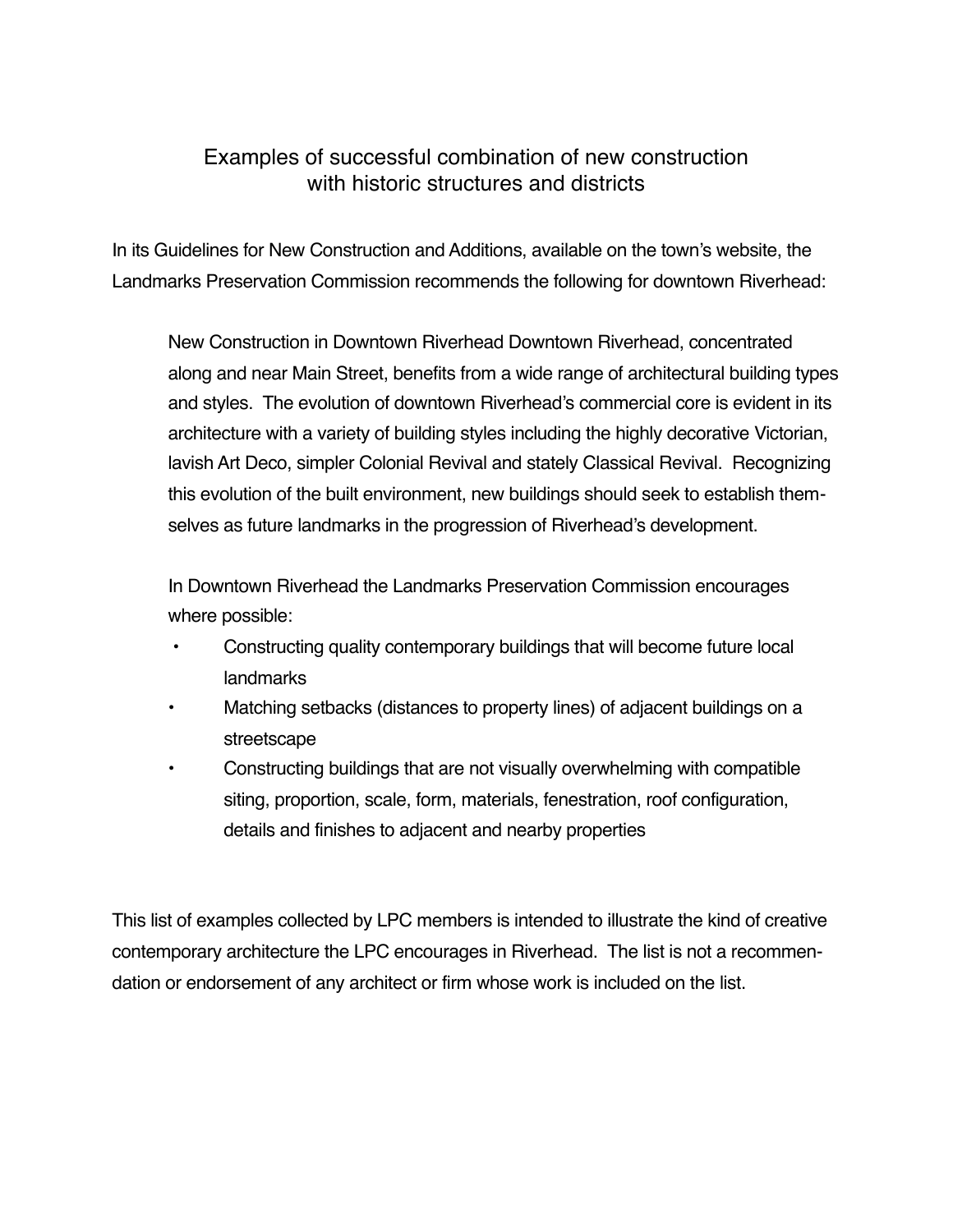# Examples of successful combination of new construction with historic structures and districts

In its Guidelines for New Construction and Additions, available on the town's website, the Landmarks Preservation Commission recommends the following for downtown Riverhead:

> New Construction in Downtown Riverhead Downtown Riverhead, concentrated along and near Main Street, benefits from a wide range of architectural building types and styles. The evolution of downtown Riverhead's commercial core is evident in its architecture with a variety of building styles including the highly decorative Victorian, lavish Art Deco, simpler Colonial Revival and stately Classical Revival. Recognizing this evolution of the built environment, new buildings should seek to establish themselves as future landmarks in the progression of Riverhead's development.
>
> In Downtown Riverhead the Landmarks Preservation Commission encourages where possible:
>
> - Constructing quality contemporary buildings that will become future local landmarks
> - Matching setbacks (distances to property lines) of adjacent buildings on a streetscape
> - Constructing buildings that are not visually overwhelming with compatible siting, proportion, scale, form, materials, fenestration, roof configuration, details and finishes to adjacent and nearby properties

This list of examples collected by LPC members is intended to illustrate the kind of creative contemporary architecture the LPC encourages in Riverhead. The list is not a recommendation or endorsement of any architect or firm whose work is included on the list.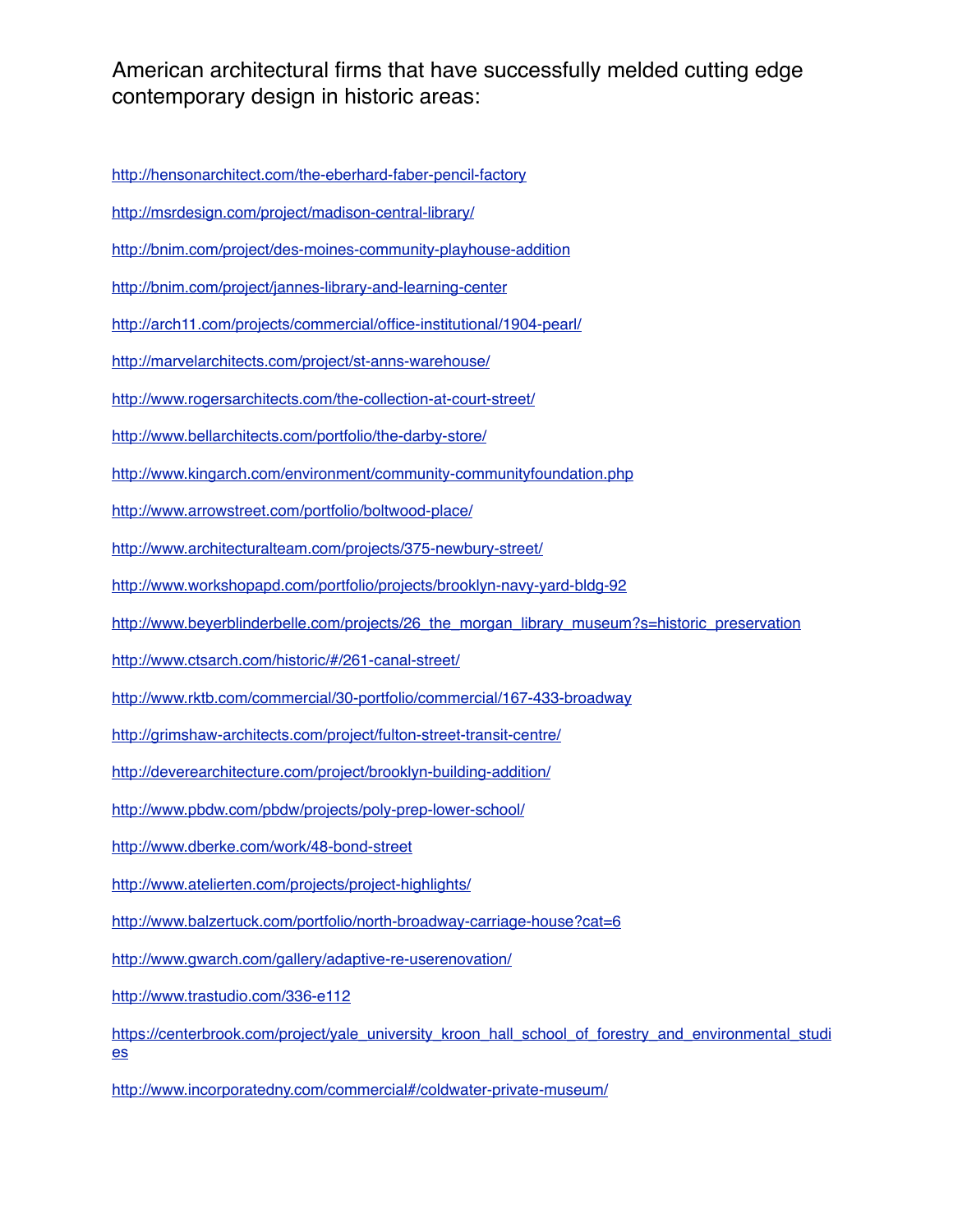American architectural firms that have successfully melded cutting edge contemporary design in historic areas:

http://hensonarchitect.com/the-eberhard-faber-pencil-factory

http://msrdesign.com/project/madison-central-library/

http://bnim.com/project/des-moines-community-playhouse-addition

http://bnim.com/project/jannes-library-and-learning-center

http://arch11.com/projects/commercial/office-institutional/1904-pearl/

http://marvelarchitects.com/project/st-anns-warehouse/

http://www.rogersarchitects.com/the-collection-at-court-street/

http://www.bellarchitects.com/portfolio/the-darby-store/

http://www.kingarch.com/environment/community-communityfoundation.php

http://www.arrowstreet.com/portfolio/boltwood-place/

http://www.architecturalteam.com/projects/375-newbury-street/

http://www.workshopapd.com/portfolio/projects/brooklyn-navy-yard-bldg-92

http://www.beyerblinderbelle.com/projects/26_the_morgan_library_museum?s=historic_preservation

http://www.ctsarch.com/historic/#/261-canal-street/

http://www.rktb.com/commercial/30-portfolio/commercial/167-433-broadway

http://grimshaw-architects.com/project/fulton-street-transit-centre/

http://deverearchitecture.com/project/brooklyn-building-addition/

http://www.pbdw.com/pbdw/projects/poly-prep-lower-school/

http://www.dberke.com/work/48-bond-street

http://www.atelierten.com/projects/project-highlights/

http://www.balzertuck.com/portfolio/north-broadway-carriage-house?cat=6

http://www.gwarch.com/gallery/adaptive-re-userenovation/

http://www.trastudio.com/336-e112

https://centerbrook.com/project/yale_university_kroon_hall_school_of_forestry_and_environmental_studies

http://www.incorporatedny.com/commercial#/coldwater-private-museum/